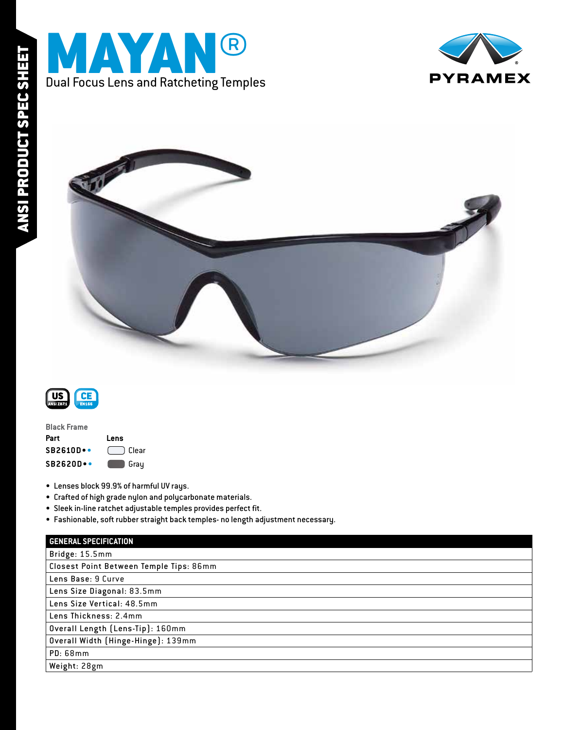ANSI PRODUCT SPEC SHEET

# MAYAN®

Dual Focus Lens and Ratcheting Temples

PYRAMEX

US ANSI Z87.1 | CE EN166

**Black Frame**

| Part | Lens |
|---|---|
| SB2610D | Clear |
| SB2620D | Gray |

- Lenses block 99.9% of harmful UV rays.
- Crafted of high grade nylon and polycarbonate materials.
- Sleek in-line ratchet adjustable temples provides perfect fit.
- Fashionable, soft rubber straight back temples- no length adjustment necessary.

| GENERAL SPECIFICATION |
|---|
| Bridge: 15.5mm |
| Closest Point Between Temple Tips: 86mm |
| Lens Base: 9 Curve |
| Lens Size Diagonal: 83.5mm |
| Lens Size Vertical: 48.5mm |
| Lens Thickness: 2.4mm |
| Overall Length (Lens-Tip): 160mm |
| Overall Width (Hinge-Hinge): 139mm |
| PD: 68mm |
| Weight: 28gm |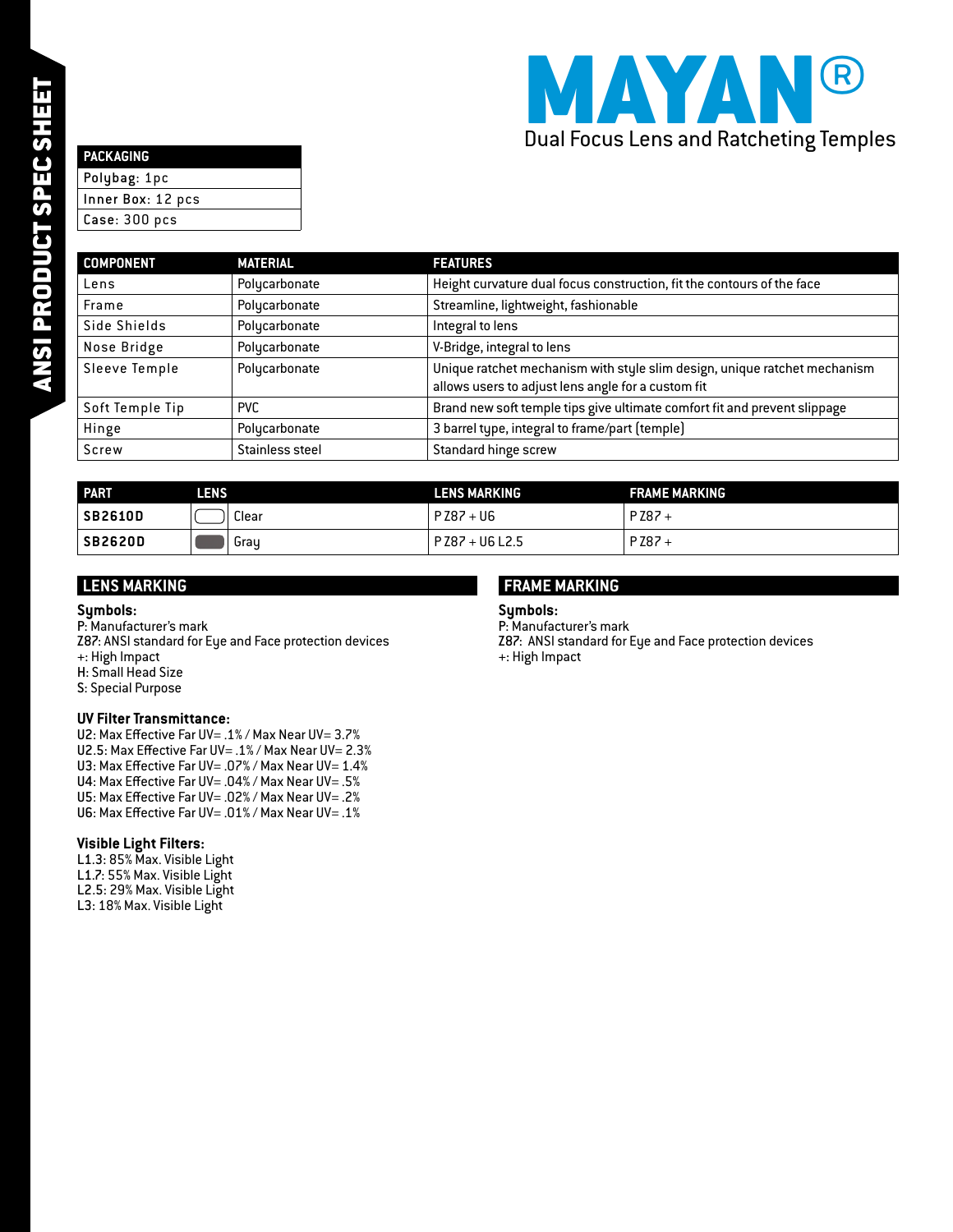ANSI PRODUCT SPEC SHEET

# MAYAN®

Dual Focus Lens and Ratcheting Temples

| PACKAGING |
|---|
| Polybag: 1pc |
| Inner Box: 12 pcs |
| Case: 300 pcs |

| COMPONENT | MATERIAL | FEATURES |
|---|---|---|
| Lens | Polycarbonate | Height curvature dual focus construction, fit the contours of the face |
| Frame | Polycarbonate | Streamline, lightweight, fashionable |
| Side Shields | Polycarbonate | Integral to lens |
| Nose Bridge | Polycarbonate | V-Bridge, integral to lens |
| Sleeve Temple | Polycarbonate | Unique ratchet mechanism with style slim design, unique ratchet mechanism allows users to adjust lens angle for a custom fit |
| Soft Temple Tip | PVC | Brand new soft temple tips give ultimate comfort fit and prevent slippage |
| Hinge | Polycarbonate | 3 barrel type, integral to frame/part (temple) |
| Screw | Stainless steel | Standard hinge screw |

| PART | LENS | LENS MARKING | FRAME MARKING |
|---|---|---|---|
| SB2610D | Clear | P Z87 + U6 | P Z87 + |
| SB2620D | Gray | P Z87 + U6 L2.5 | P Z87 + |

## LENS MARKING

**Symbols:**
P: Manufacturer's mark
Z87: ANSI standard for Eye and Face protection devices
+: High Impact
H: Small Head Size
S: Special Purpose

**UV Filter Transmittance:**
U2: Max Effective Far UV= .1% / Max Near UV= 3.7%
U2.5: Max Effective Far UV= .1% / Max Near UV= 2.3%
U3: Max Effective Far UV= .07% / Max Near UV= 1.4%
U4: Max Effective Far UV= .04% / Max Near UV= .5%
U5: Max Effective Far UV= .02% / Max Near UV= .2%
U6: Max Effective Far UV= .01% / Max Near UV= .1%

**Visible Light Filters:**
L1.3: 85% Max. Visible Light
L1.7: 55% Max. Visible Light
L2.5: 29% Max. Visible Light
L3: 18% Max. Visible Light

## FRAME MARKING

**Symbols:**
P: Manufacturer's mark
Z87: ANSI standard for Eye and Face protection devices
+: High Impact